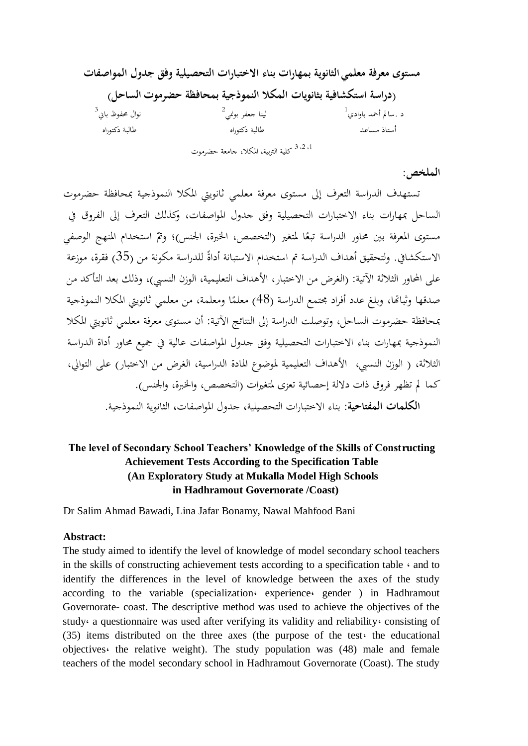# مستوى معرفة معلمي الثانوية بمهارات بناء الاختبارات التحصيلية وفق جدول المواصفات

## (دراسة استكشافية بثانويات المكلا النموذجية بمحافظة حضرموت الساحل)

د .سالم أحمد باوادي[1] — أستاذ مساعد

لينا جعفر بونمي[2] — طالبة دكتوراه

نوال محفوظ باني[3] — طالبة دكتوراه

[1، 2، 3] كلية التربية، المكلا، جامعة حضرموت

**الملخص:**

تستهدف الدراسة التعرف إلى مستوى معرفة معلمي ثانويتي المكلا النموذجية بمحافظة حضرموت الساحل بمهارات بناء الاختبارات التحصيلية وفق جدول المواصفات، وكذلك التعرف إلى الفروق في مستوى المعرفة بين محاور الدراسة تبعًا لمتغير (التخصص، الخبرة، الجنس)؛ وتمّ استخدام المنهج الوصفي الاستكشافي. ولتحقيق أهداف الدراسة تم استخدام الاستبانة أداةً للدراسة مكونة من (35) فقرة، موزعة على المحاور الثلاثة الآتية: (الغرض من الاختبار، الأهداف التعليمية، الوزن النسبي)، وذلك بعد التأكد من صدقها وثباتها، وبلغ عدد أفراد مجتمع الدراسة (48) معلمًا ومعلمة، من معلمي ثانويتي المكلا النموذجية بمحافظة حضرموت الساحل، وتوصلت الدراسة إلى النتائج الآتية: أن مستوى معرفة معلمي ثانويتي المكلا النموذجية بمهارات بناء الاختبارات التحصيلية وفق جدول المواصفات عالية في جميع محاور أداة الدراسة الثلاثة، ( الوزن النسبي، الأهداف التعليمية لموضوع المادة الدراسية، الغرض من الاختبار) على التوالي، كما لم تظهر فروق ذات دلالة إحصائية تعزى لمتغيرات (التخصص، والخبرة، والجنس).

**الكلمات المفتاحية**: بناء الاختبارات التحصيلية، جدول المواصفات، الثانوية النموذجية.

# The level of Secondary School Teachers' Knowledge of the Skills of Constructing Achievement Tests According to the Specification Table (An Exploratory Study at Mukalla Model High Schools in Hadhramout Governorate /Coast)

Dr Salim Ahmad Bawadi, Lina Jafar Bonamy, Nawal Mahfood Bani

**Abstract:**

The study aimed to identify the level of knowledge of model secondary school teachers in the skills of constructing achievement tests according to a specification table ، and to identify the differences in the level of knowledge between the axes of the study according to the variable (specialization، experience، gender ) in Hadhramout Governorate- coast. The descriptive method was used to achieve the objectives of the study، a questionnaire was used after verifying its validity and reliability، consisting of (35) items distributed on the three axes (the purpose of the test، the educational objectives، the relative weight). The study population was (48) male and female teachers of the model secondary school in Hadhramout Governorate (Coast). The study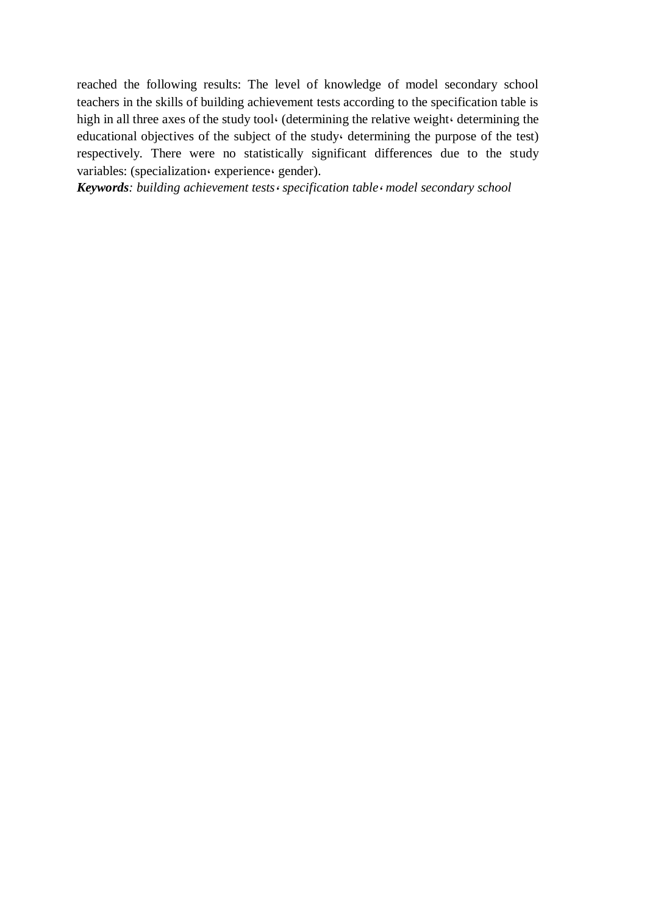reached the following results: The level of knowledge of model secondary school teachers in the skills of building achievement tests according to the specification table is high in all three axes of the study tool، (determining the relative weight، determining the educational objectives of the subject of the study، determining the purpose of the test) respectively. There were no statistically significant differences due to the study variables: (specialization، experience، gender).

***Keywords****: building achievement tests، specification table، model secondary school*